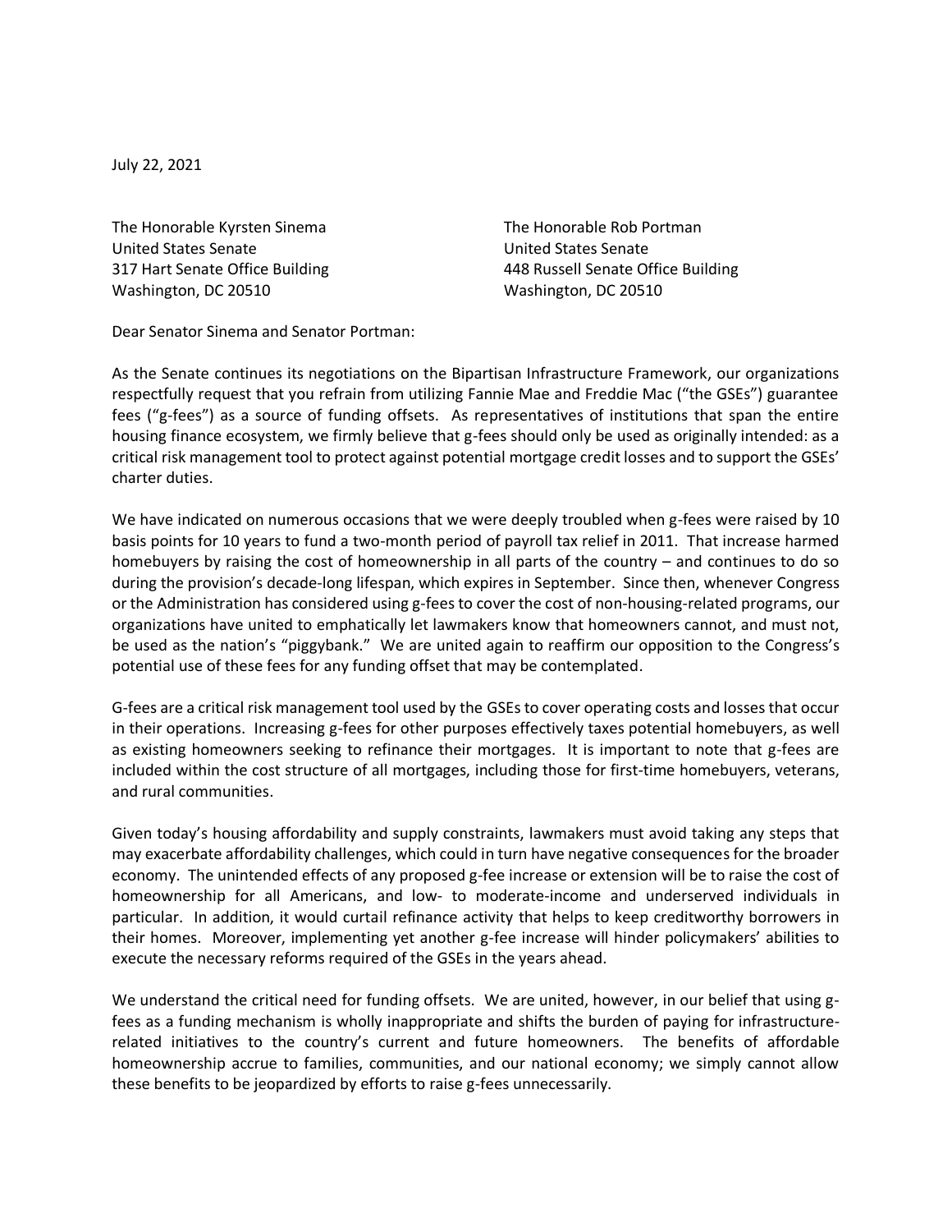July 22, 2021

The Honorable Kyrsten Sinema
United States Senate
317 Hart Senate Office Building
Washington, DC 20510

The Honorable Rob Portman
United States Senate
448 Russell Senate Office Building
Washington, DC 20510

Dear Senator Sinema and Senator Portman:

As the Senate continues its negotiations on the Bipartisan Infrastructure Framework, our organizations respectfully request that you refrain from utilizing Fannie Mae and Freddie Mac ("the GSEs") guarantee fees ("g-fees") as a source of funding offsets. As representatives of institutions that span the entire housing finance ecosystem, we firmly believe that g-fees should only be used as originally intended: as a critical risk management tool to protect against potential mortgage credit losses and to support the GSEs' charter duties.

We have indicated on numerous occasions that we were deeply troubled when g-fees were raised by 10 basis points for 10 years to fund a two-month period of payroll tax relief in 2011. That increase harmed homebuyers by raising the cost of homeownership in all parts of the country – and continues to do so during the provision's decade-long lifespan, which expires in September. Since then, whenever Congress or the Administration has considered using g-fees to cover the cost of non-housing-related programs, our organizations have united to emphatically let lawmakers know that homeowners cannot, and must not, be used as the nation's "piggybank." We are united again to reaffirm our opposition to the Congress's potential use of these fees for any funding offset that may be contemplated.

G-fees are a critical risk management tool used by the GSEs to cover operating costs and losses that occur in their operations. Increasing g-fees for other purposes effectively taxes potential homebuyers, as well as existing homeowners seeking to refinance their mortgages. It is important to note that g-fees are included within the cost structure of all mortgages, including those for first-time homebuyers, veterans, and rural communities.

Given today's housing affordability and supply constraints, lawmakers must avoid taking any steps that may exacerbate affordability challenges, which could in turn have negative consequences for the broader economy. The unintended effects of any proposed g-fee increase or extension will be to raise the cost of homeownership for all Americans, and low- to moderate-income and underserved individuals in particular. In addition, it would curtail refinance activity that helps to keep creditworthy borrowers in their homes. Moreover, implementing yet another g-fee increase will hinder policymakers' abilities to execute the necessary reforms required of the GSEs in the years ahead.

We understand the critical need for funding offsets. We are united, however, in our belief that using g-fees as a funding mechanism is wholly inappropriate and shifts the burden of paying for infrastructure-related initiatives to the country's current and future homeowners. The benefits of affordable homeownership accrue to families, communities, and our national economy; we simply cannot allow these benefits to be jeopardized by efforts to raise g-fees unnecessarily.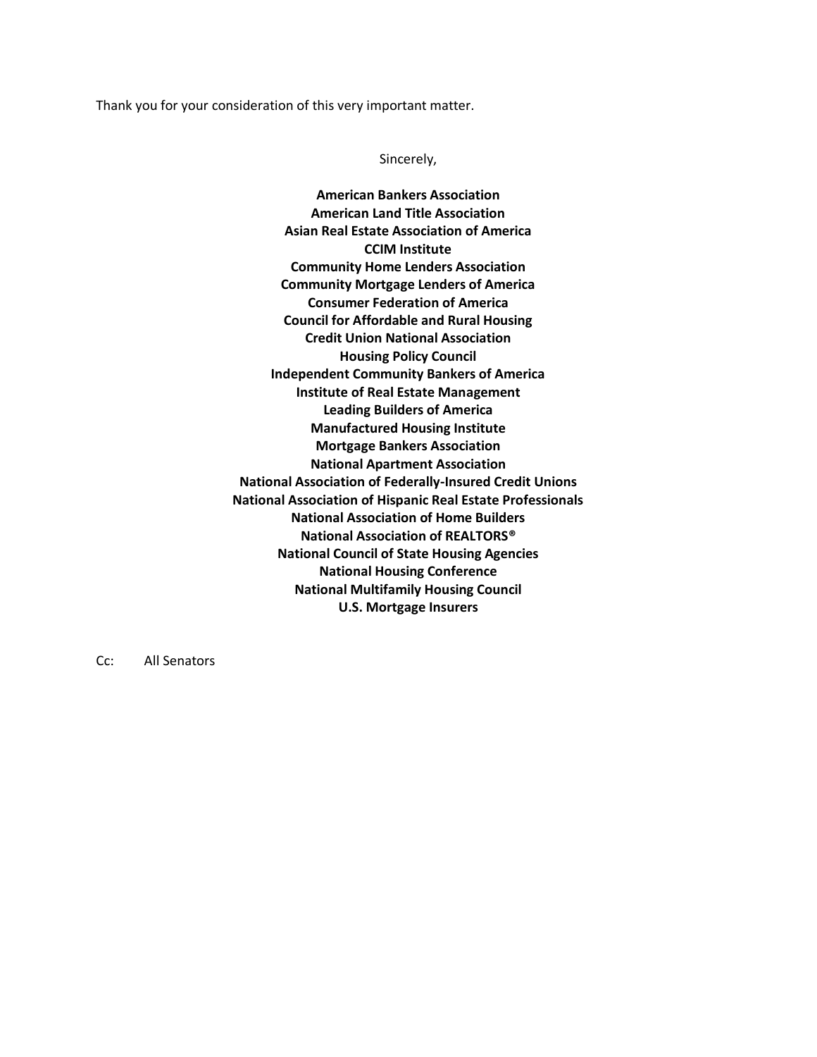Thank you for your consideration of this very important matter.

Sincerely,

**American Bankers Association**
**American Land Title Association**
**Asian Real Estate Association of America**
**CCIM Institute**
**Community Home Lenders Association**
**Community Mortgage Lenders of America**
**Consumer Federation of America**
**Council for Affordable and Rural Housing**
**Credit Union National Association**
**Housing Policy Council**
**Independent Community Bankers of America**
**Institute of Real Estate Management**
**Leading Builders of America**
**Manufactured Housing Institute**
**Mortgage Bankers Association**
**National Apartment Association**
**National Association of Federally-Insured Credit Unions**
**National Association of Hispanic Real Estate Professionals**
**National Association of Home Builders**
**National Association of REALTORS®**
**National Council of State Housing Agencies**
**National Housing Conference**
**National Multifamily Housing Council**
**U.S. Mortgage Insurers**

Cc: All Senators